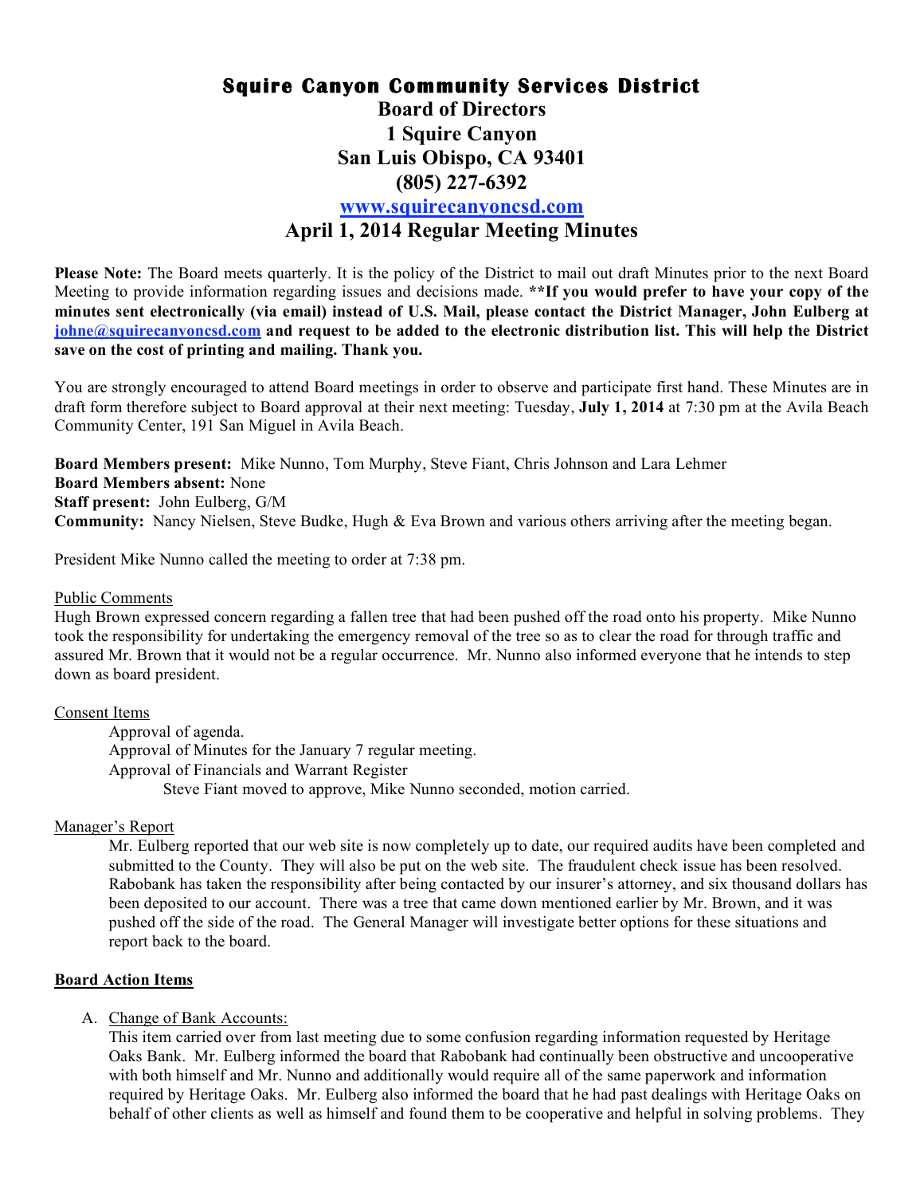# Squire Canyon Community Services District

## Board of Directors
## 1 Squire Canyon
## San Luis Obispo, CA 93401
## (805) 227-6392
## [www.squirecanyoncsd.com](http://www.squirecanyoncsd.com)
## April 1, 2014 Regular Meeting Minutes

**Please Note:** The Board meets quarterly. It is the policy of the District to mail out draft Minutes prior to the next Board Meeting to provide information regarding issues and decisions made. **\*\*If you would prefer to have your copy of the minutes sent electronically (via email) instead of U.S. Mail, please contact the District Manager, John Eulberg at [johne@squirecanyoncsd.com](mailto:johne@squirecanyoncsd.com) and request to be added to the electronic distribution list. This will help the District save on the cost of printing and mailing. Thank you.**

You are strongly encouraged to attend Board meetings in order to observe and participate first hand. These Minutes are in draft form therefore subject to Board approval at their next meeting: Tuesday, **July 1, 2014** at 7:30 pm at the Avila Beach Community Center, 191 San Miguel in Avila Beach.

**Board Members present:** Mike Nunno, Tom Murphy, Steve Fiant, Chris Johnson and Lara Lehmer
**Board Members absent:** None
**Staff present:** John Eulberg, G/M
**Community:** Nancy Nielsen, Steve Budke, Hugh & Eva Brown and various others arriving after the meeting began.

President Mike Nunno called the meeting to order at 7:38 pm.

<u>Public Comments</u>
Hugh Brown expressed concern regarding a fallen tree that had been pushed off the road onto his property. Mike Nunno took the responsibility for undertaking the emergency removal of the tree so as to clear the road for through traffic and assured Mr. Brown that it would not be a regular occurrence. Mr. Nunno also informed everyone that he intends to step down as board president.

<u>Consent Items</u>

Approval of agenda.
Approval of Minutes for the January 7 regular meeting.
Approval of Financials and Warrant Register
Steve Fiant moved to approve, Mike Nunno seconded, motion carried.

<u>Manager's Report</u>

Mr. Eulberg reported that our web site is now completely up to date, our required audits have been completed and submitted to the County. They will also be put on the web site. The fraudulent check issue has been resolved. Rabobank has taken the responsibility after being contacted by our insurer's attorney, and six thousand dollars has been deposited to our account. There was a tree that came down mentioned earlier by Mr. Brown, and it was pushed off the side of the road. The General Manager will investigate better options for these situations and report back to the board.

**<u>Board Action Items</u>**

A. <u>Change of Bank Accounts:</u>
This item carried over from last meeting due to some confusion regarding information requested by Heritage Oaks Bank. Mr. Eulberg informed the board that Rabobank had continually been obstructive and uncooperative with both himself and Mr. Nunno and additionally would require all of the same paperwork and information required by Heritage Oaks. Mr. Eulberg also informed the board that he had past dealings with Heritage Oaks on behalf of other clients as well as himself and found them to be cooperative and helpful in solving problems. They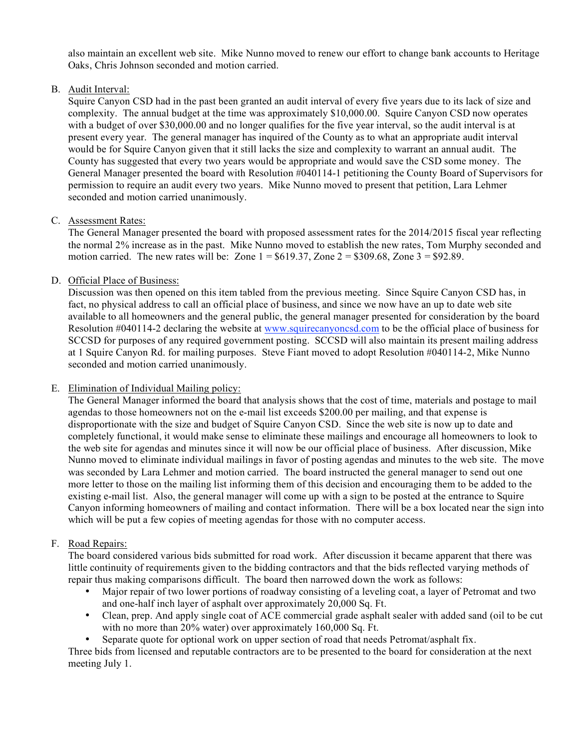also maintain an excellent web site. Mike Nunno moved to renew our effort to change bank accounts to Heritage Oaks, Chris Johnson seconded and motion carried.

B. Audit Interval:

Squire Canyon CSD had in the past been granted an audit interval of every five years due to its lack of size and complexity. The annual budget at the time was approximately $10,000.00. Squire Canyon CSD now operates with a budget of over $30,000.00 and no longer qualifies for the five year interval, so the audit interval is at present every year. The general manager has inquired of the County as to what an appropriate audit interval would be for Squire Canyon given that it still lacks the size and complexity to warrant an annual audit. The County has suggested that every two years would be appropriate and would save the CSD some money. The General Manager presented the board with Resolution #040114-1 petitioning the County Board of Supervisors for permission to require an audit every two years. Mike Nunno moved to present that petition, Lara Lehmer seconded and motion carried unanimously.

C. Assessment Rates:

The General Manager presented the board with proposed assessment rates for the 2014/2015 fiscal year reflecting the normal 2% increase as in the past. Mike Nunno moved to establish the new rates, Tom Murphy seconded and motion carried. The new rates will be: Zone 1 = $619.37, Zone 2 = $309.68, Zone 3 = $92.89.

D. Official Place of Business:

Discussion was then opened on this item tabled from the previous meeting. Since Squire Canyon CSD has, in fact, no physical address to call an official place of business, and since we now have an up to date web site available to all homeowners and the general public, the general manager presented for consideration by the board Resolution #040114-2 declaring the website at www.squirecanyoncsd.com to be the official place of business for SCCSD for purposes of any required government posting. SCCSD will also maintain its present mailing address at 1 Squire Canyon Rd. for mailing purposes. Steve Fiant moved to adopt Resolution #040114-2, Mike Nunno seconded and motion carried unanimously.

E. Elimination of Individual Mailing policy:

The General Manager informed the board that analysis shows that the cost of time, materials and postage to mail agendas to those homeowners not on the e-mail list exceeds $200.00 per mailing, and that expense is disproportionate with the size and budget of Squire Canyon CSD. Since the web site is now up to date and completely functional, it would make sense to eliminate these mailings and encourage all homeowners to look to the web site for agendas and minutes since it will now be our official place of business. After discussion, Mike Nunno moved to eliminate individual mailings in favor of posting agendas and minutes to the web site. The move was seconded by Lara Lehmer and motion carried. The board instructed the general manager to send out one more letter to those on the mailing list informing them of this decision and encouraging them to be added to the existing e-mail list. Also, the general manager will come up with a sign to be posted at the entrance to Squire Canyon informing homeowners of mailing and contact information. There will be a box located near the sign into which will be put a few copies of meeting agendas for those with no computer access.

F. Road Repairs:

The board considered various bids submitted for road work. After discussion it became apparent that there was little continuity of requirements given to the bidding contractors and that the bids reflected varying methods of repair thus making comparisons difficult. The board then narrowed down the work as follows:

- Major repair of two lower portions of roadway consisting of a leveling coat, a layer of Petromat and two and one-half inch layer of asphalt over approximately 20,000 Sq. Ft.
- Clean, prep. And apply single coat of ACE commercial grade asphalt sealer with added sand (oil to be cut with no more than 20% water) over approximately 160,000 Sq. Ft.
- Separate quote for optional work on upper section of road that needs Petromat/asphalt fix.

Three bids from licensed and reputable contractors are to be presented to the board for consideration at the next meeting July 1.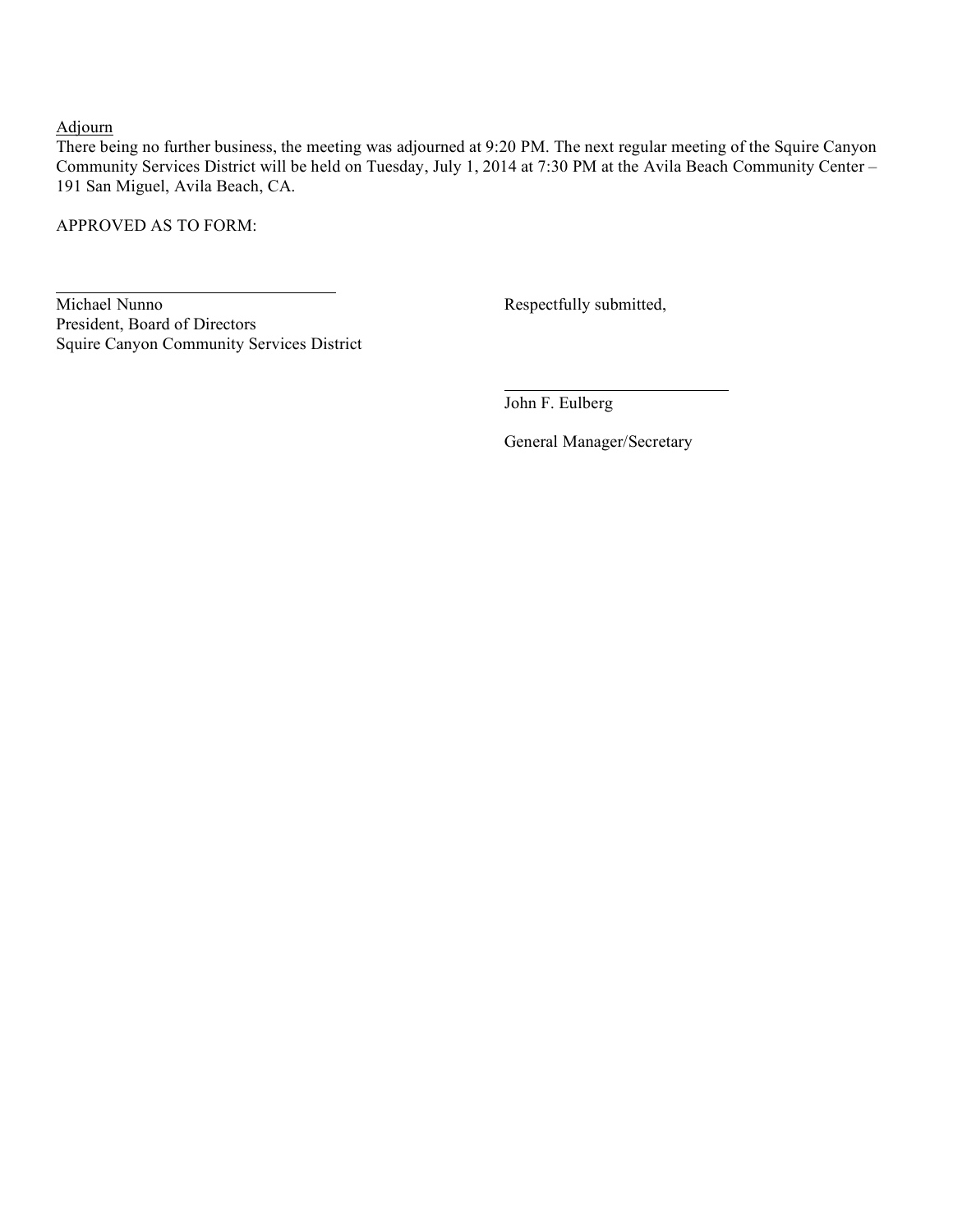Adjourn

There being no further business, the meeting was adjourned at 9:20 PM. The next regular meeting of the Squire Canyon Community Services District will be held on Tuesday, July 1, 2014 at 7:30 PM at the Avila Beach Community Center – 191 San Miguel, Avila Beach, CA.

APPROVED AS TO FORM:

\_\_\_\_\_\_\_\_\_\_\_\_\_\_\_\_\_\_\_\_\_\_\_\_\_\_\_\_\_\_\_\_

Michael Nunno
President, Board of Directors
Squire Canyon Community Services District

Respectfully submitted,

\_\_\_\_\_\_\_\_\_\_\_\_\_\_\_\_\_\_\_\_\_\_\_\_\_\_

John F. Eulberg

General Manager/Secretary